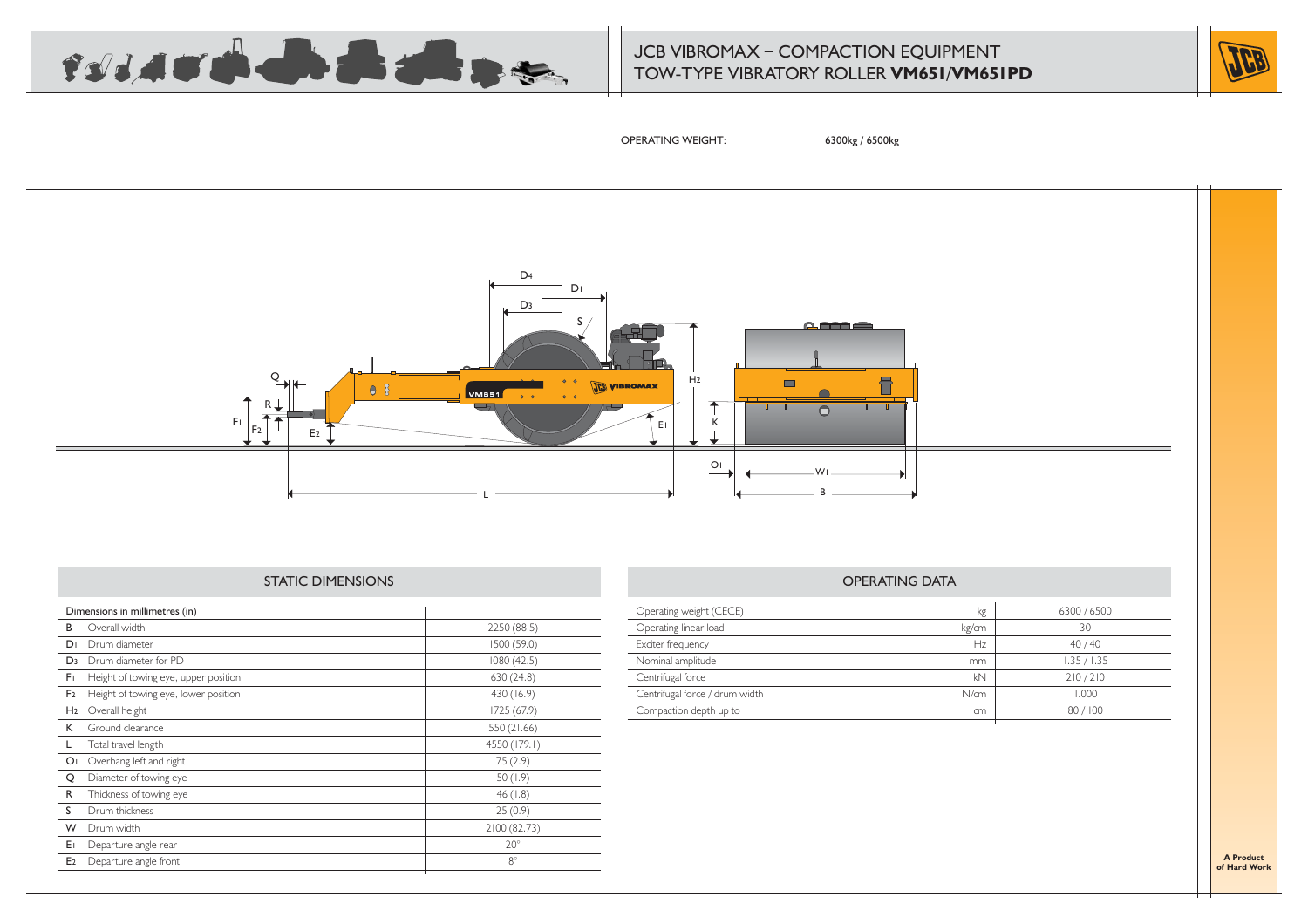# JCB VIBROMAX – COMPACTION EQUIPMENT
## TOW-TYPE VIBRATORY ROLLER **VM651/VM651PD**

OPERATING WEIGHT: 6300kg / 6500kg

## STATIC DIMENSIONS

| Dimensions in millimetres (in) | |
|---|---|
| B Overall width | 2250 (88.5) |
| $D_1$ Drum diameter | 1500 (59.0) |
| $D_3$ Drum diameter for PD | 1080 (42.5) |
| $F_1$ Height of towing eye, upper position | 630 (24.8) |
| $F_2$ Height of towing eye, lower position | 430 (16.9) |
| $H_2$ Overall height | 1725 (67.9) |
| K Ground clearance | 550 (21.66) |
| L Total travel length | 4550 (179.1) |
| $O_1$ Overhang left and right | 75 (2.9) |
| Q Diameter of towing eye | 50 (1.9) |
| R Thickness of towing eye | 46 (1.8) |
| S Drum thickness | 25 (0.9) |
| $W_1$ Drum width | 2100 (82.73) |
| $E_1$ Departure angle rear | 20° |
| $E_2$ Departure angle front | 8° |

## OPERATING DATA

| | | |
|---|---|---|
| Operating weight (CECE) | kg | 6300 / 6500 |
| Operating linear load | kg/cm | 30 |
| Exciter frequency | Hz | 40 / 40 |
| Nominal amplitude | mm | 1.35 / 1.35 |
| Centrifugal force | kN | 210 / 210 |
| Centrifugal force / drum width | N/cm | 1.000 |
| Compaction depth up to | cm | 80 / 100 |

**A Product of Hard Work**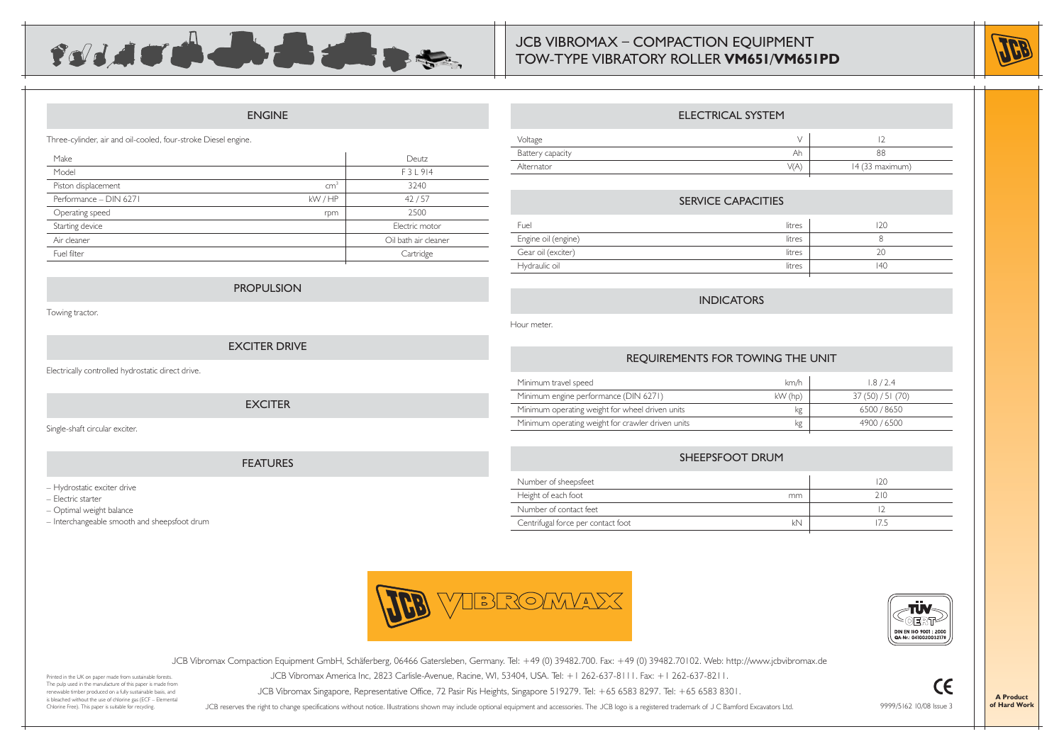# JCB VIBROMAX – COMPACTION EQUIPMENT
# TOW-TYPE VIBRATORY ROLLER **VM651/VM651PD**

## ENGINE

Three-cylinder, air and oil-cooled, four-stroke Diesel engine.

| | | |
|---|---|---|
| Make | | Deutz |
| Model | | F 3 L 914 |
| Piston displacement | $cm^3$ | 3240 |
| Performance – DIN 6271 | kW / HP | 42 / 57 |
| Operating speed | rpm | 2500 |
| Starting device | | Electric motor |
| Air cleaner | | Oil bath air cleaner |
| Fuel filter | | Cartridge |

## PROPULSION

Towing tractor.

## EXCITER DRIVE

Electrically controlled hydrostatic direct drive.

## EXCITER

Single-shaft circular exciter.

## FEATURES

- Hydrostatic exciter drive
- Electric starter
- Optimal weight balance
- Interchangeable smooth and sheepsfoot drum

## ELECTRICAL SYSTEM

| | | |
|---|---|---|
| Voltage | V | 12 |
| Battery capacity | Ah | 88 |
| Alternator | V(A) | 14 (33 maximum) |

## SERVICE CAPACITIES

| | | |
|---|---|---|
| Fuel | litres | 120 |
| Engine oil (engine) | litres | 8 |
| Gear oil (exciter) | litres | 20 |
| Hydraulic oil | litres | 140 |

## INDICATORS

Hour meter.

## REQUIREMENTS FOR TOWING THE UNIT

| | | |
|---|---|---|
| Minimum travel speed | km/h | 1.8 / 2.4 |
| Minimum engine performance (DIN 6271) | kW (hp) | 37 (50) / 51 (70) |
| Minimum operating weight for wheel driven units | kg | 6500 / 8650 |
| Minimum operating weight for crawler driven units | kg | 4900 / 6500 |

## SHEEPSFOOT DRUM

| | | |
|---|---|---|
| Number of sheepsfeet | | 120 |
| Height of each foot | mm | 210 |
| Number of contact feet | | 12 |
| Centrifugal force per contact foot | kN | 17.5 |

JCB Vibromax Compaction Equipment GmbH, Schäferberg, 06466 Gatersleben, Germany. Tel: +49 (0) 39482.700. Fax: +49 (0) 39482.70102. Web: http://www.jcbvibromax.de

JCB Vibromax America Inc, 2823 Carlisle-Avenue, Racine, WI, 53404, USA. Tel: +1 262-637-8111. Fax: +1 262-637-8211.

JCB Vibromax Singapore, Representative Office, 72 Pasir Ris Heights, Singapore 519279. Tel: +65 6583 8297. Tel: +65 6583 8301.

JCB reserves the right to change specifications without notice. Illustrations shown may include optional equipment and accessories. The JCB logo is a registered trademark of J C Bamford Excavators Ltd.

Printed in the UK on paper made from sustainable forests. The pulp used in the manufacture of this paper is made from renewable timber produced on a fully sustainable basis, and is bleached without the use of chlorine gas (ECF – Elemental Chlorine Free). This paper is suitable for recycling.

9999/5162 10/08 Issue 3

A Product of Hard Work